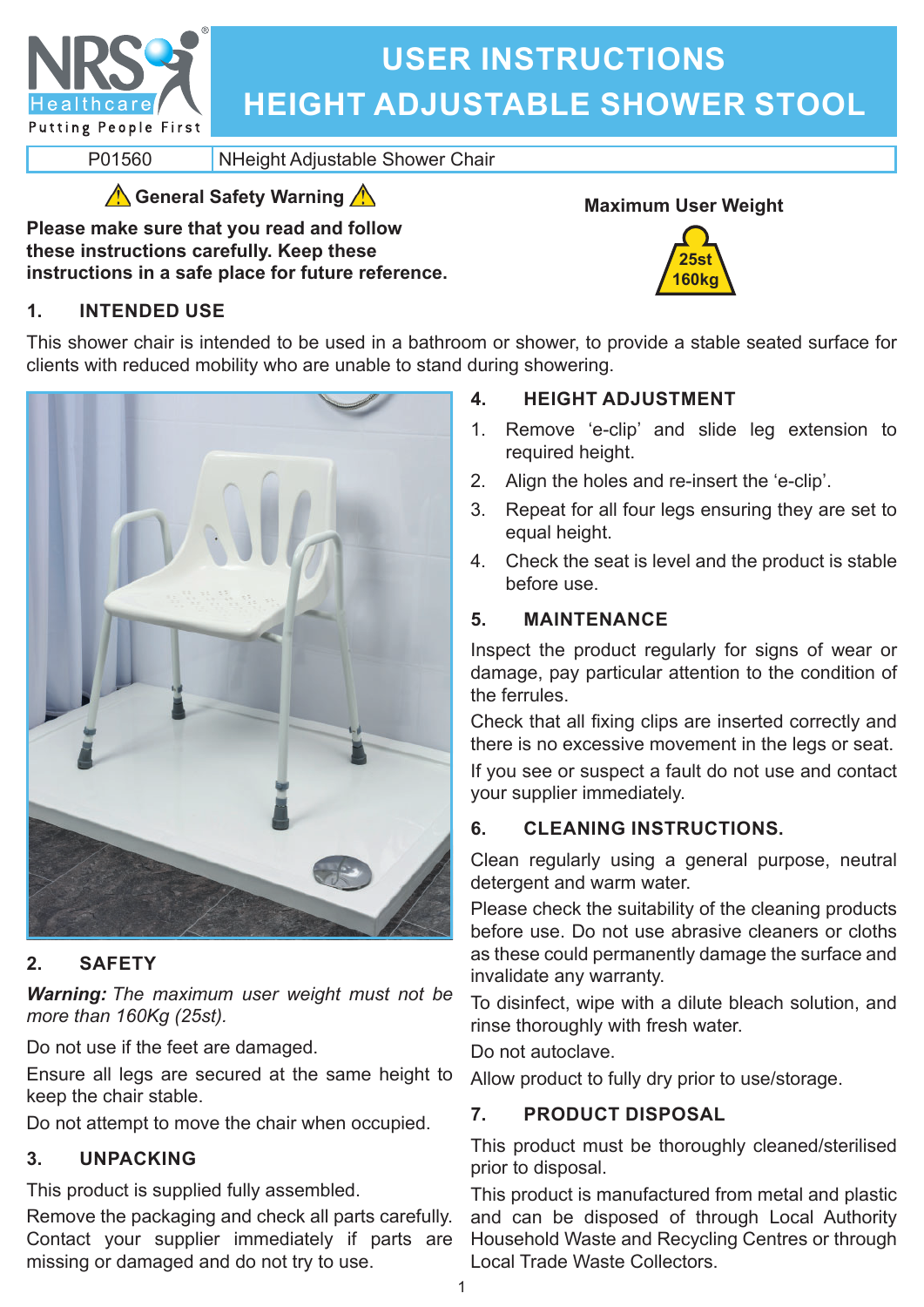# USER INSTRUCTIONS
# HEIGHT ADJUSTABLE SHOWER STOOL

| | |
|---|---|
| P01560 | NHeight Adjustable Shower Chair |

**⚠ General Safety Warning ⚠**

**Please make sure that you read and follow these instructions carefully. Keep these instructions in a safe place for future reference.**

**Maximum User Weight**

25st
160kg

## 1. INTENDED USE

This shower chair is intended to be used in a bathroom or shower, to provide a stable seated surface for clients with reduced mobility who are unable to stand during showering.

## 2. SAFETY

***Warning:*** *The maximum user weight must not be more than 160Kg (25st).*

Do not use if the feet are damaged.

Ensure all legs are secured at the same height to keep the chair stable.

Do not attempt to move the chair when occupied.

## 3. UNPACKING

This product is supplied fully assembled.

Remove the packaging and check all parts carefully. Contact your supplier immediately if parts are missing or damaged and do not try to use.

## 4. HEIGHT ADJUSTMENT

1. Remove 'e-clip' and slide leg extension to required height.
2. Align the holes and re-insert the 'e-clip'.
3. Repeat for all four legs ensuring they are set to equal height.
4. Check the seat is level and the product is stable before use.

## 5. MAINTENANCE

Inspect the product regularly for signs of wear or damage, pay particular attention to the condition of the ferrules.

Check that all fixing clips are inserted correctly and there is no excessive movement in the legs or seat.

If you see or suspect a fault do not use and contact your supplier immediately.

## 6. CLEANING INSTRUCTIONS.

Clean regularly using a general purpose, neutral detergent and warm water.

Please check the suitability of the cleaning products before use. Do not use abrasive cleaners or cloths as these could permanently damage the surface and invalidate any warranty.

To disinfect, wipe with a dilute bleach solution, and rinse thoroughly with fresh water.

Do not autoclave.

Allow product to fully dry prior to use/storage.

## 7. PRODUCT DISPOSAL

This product must be thoroughly cleaned/sterilised prior to disposal.

This product is manufactured from metal and plastic and can be disposed of through Local Authority Household Waste and Recycling Centres or through Local Trade Waste Collectors.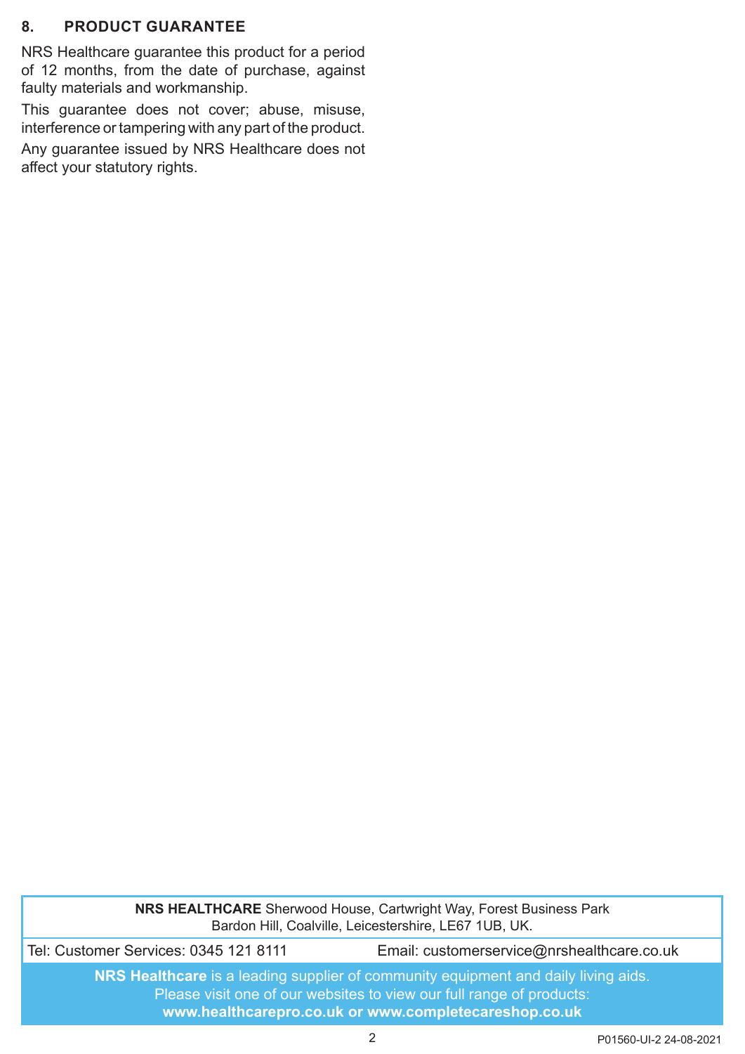## 8. PRODUCT GUARANTEE

NRS Healthcare guarantee this product for a period of 12 months, from the date of purchase, against faulty materials and workmanship.

This guarantee does not cover; abuse, misuse, interference or tampering with any part of the product.

Any guarantee issued by NRS Healthcare does not affect your statutory rights.

**NRS HEALTHCARE** Sherwood House, Cartwright Way, Forest Business Park Bardon Hill, Coalville, Leicestershire, LE67 1UB, UK.

Tel: Customer Services: 0345 121 8111

Email: customerservice@nrshealthcare.co.uk

**NRS Healthcare** is a leading supplier of community equipment and daily living aids. Please visit one of our websites to view our full range of products: **www.healthcarepro.co.uk or www.completecareshop.co.uk**

P01560-UI-2 24-08-2021